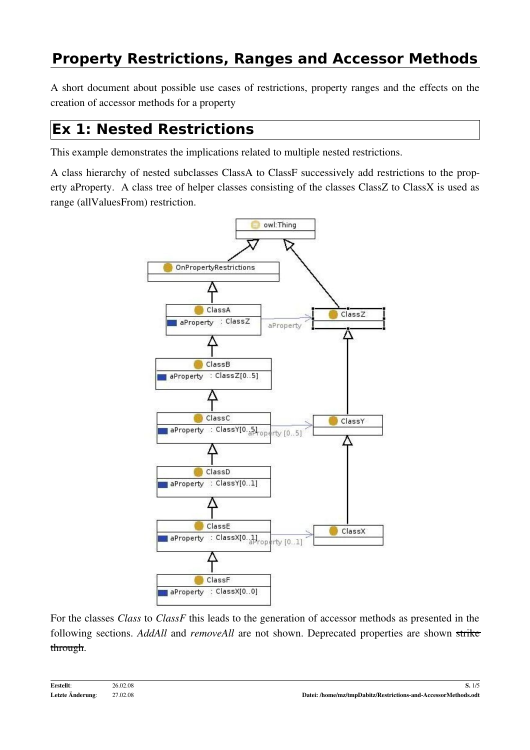# Property Restrictions, Ranges and Accessor Methods

A short document about possible use cases of restrictions, property ranges and the effects on the creation of accessor methods for a property

## Ex 1: Nested Restrictions

This example demonstrates the implications related to multiple nested restrictions.

A class hierarchy of nested subclasses ClassA to ClassF successively add restrictions to the property aProperty. A class tree of helper classes consisting of the classes ClassZ to ClassX is used as range (allValuesFrom) restriction.

For the classes *Class* to *ClassF* this leads to the generation of accessor methods as presented in the following sections. *AddAll* and *removeAll* are not shown. Deprecated properties are shown ~~strike through~~.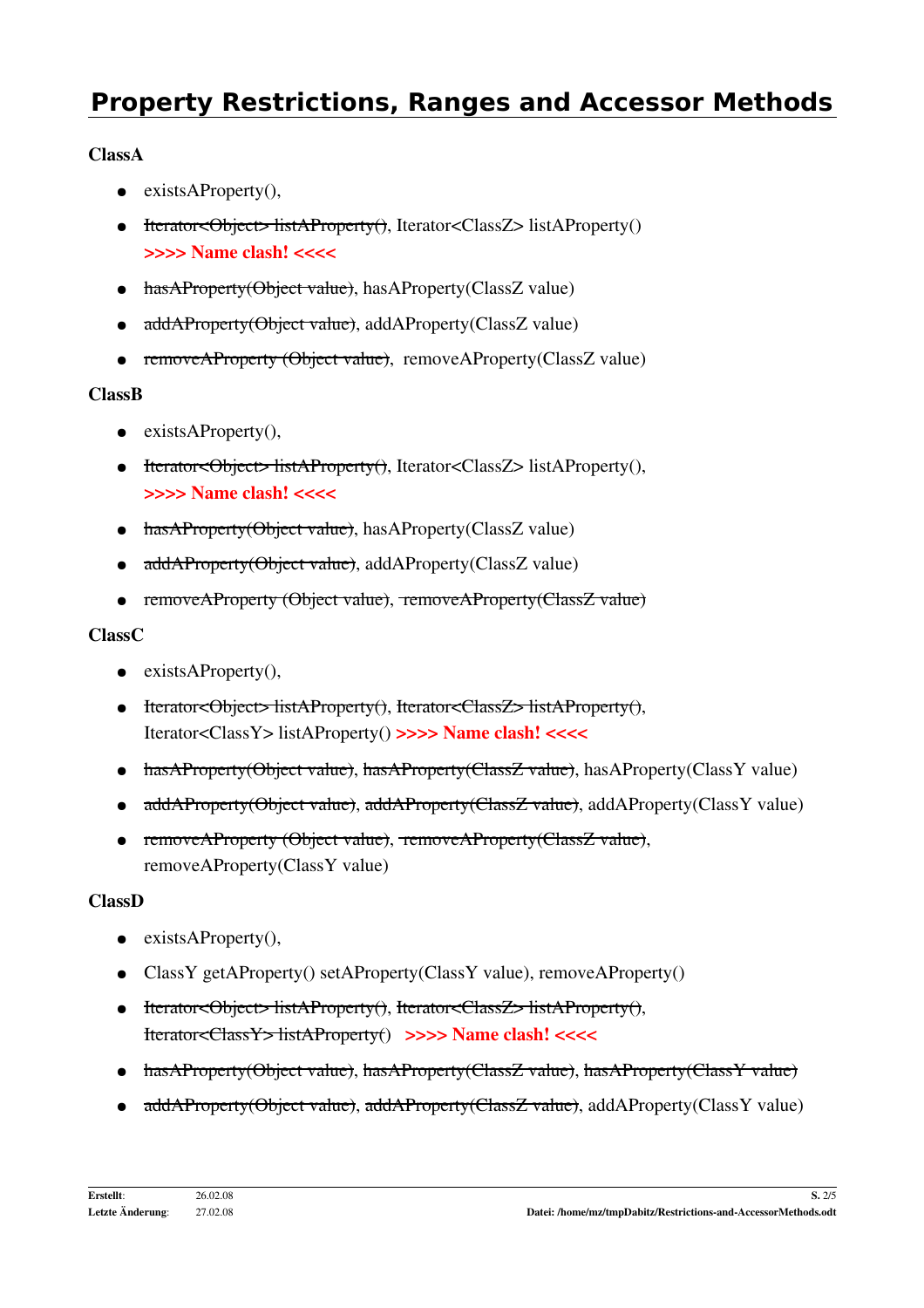# Property Restrictions, Ranges and Accessor Methods

**ClassA**

- existsAProperty(),
- ~~Iterator<Object> listAProperty()~~, Iterator<ClassZ> listAProperty() **>>>> Name clash! <<<<**
- ~~hasAProperty(Object value)~~, hasAProperty(ClassZ value)
- ~~addAProperty(Object value)~~, addAProperty(ClassZ value)
- ~~removeAProperty (Object value)~~, removeAProperty(ClassZ value)

**ClassB**

- existsAProperty(),
- ~~Iterator<Object> listAProperty()~~, Iterator<ClassZ> listAProperty(), **>>>> Name clash! <<<<**
- ~~hasAProperty(Object value)~~, hasAProperty(ClassZ value)
- ~~addAProperty(Object value)~~, addAProperty(ClassZ value)
- removeAProperty (Object value), ~~removeAProperty(ClassZ value)~~

**ClassC**

- existsAProperty(),
- ~~Iterator<Object> listAProperty()~~, ~~Iterator<ClassZ> listAProperty()~~, Iterator<ClassY> listAProperty() **>>>> Name clash! <<<<**
- ~~hasAProperty(Object value)~~, ~~hasAProperty(ClassZ value)~~, hasAProperty(ClassY value)
- ~~addAProperty(Object value)~~, ~~addAProperty(ClassZ value)~~, addAProperty(ClassY value)
- ~~removeAProperty (Object value)~~, ~~removeAProperty(ClassZ value)~~, removeAProperty(ClassY value)

**ClassD**

- existsAProperty(),
- ClassY getAProperty() setAProperty(ClassY value), removeAProperty()
- ~~Iterator<Object> listAProperty()~~, ~~Iterator<ClassZ> listAProperty()~~, ~~Iterator<ClassY> listAProperty()~~ **>>>> Name clash! <<<<**
- ~~hasAProperty(Object value)~~, ~~hasAProperty(ClassZ value)~~, ~~hasAProperty(ClassY value)~~
- ~~addAProperty(Object value)~~, ~~addAProperty(ClassZ value)~~, addAProperty(ClassY value)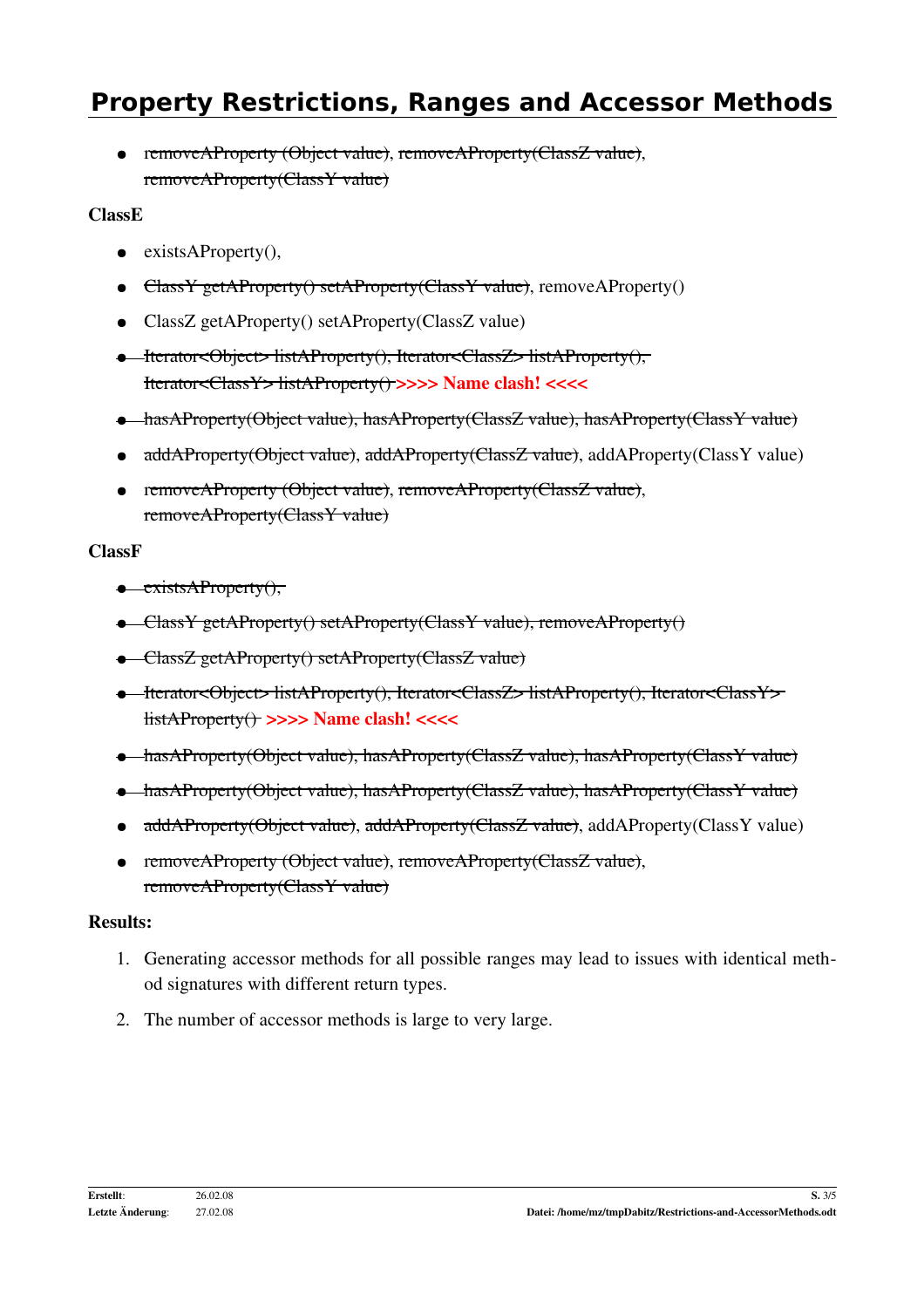# Property Restrictions, Ranges and Accessor Methods

- ~~removeAProperty (Object value)~~, ~~removeAProperty(ClassZ value)~~, ~~removeAProperty(ClassY value)~~

**ClassE**

- existsAProperty(),
- ~~ClassY getAProperty() setAProperty(ClassY value)~~, removeAProperty()
- ClassZ getAProperty() setAProperty(ClassZ value)
- ~~Iterator<Object> listAProperty(), Iterator<ClassZ> listAProperty(), Iterator<ClassY> listAProperty()~~ **>>>> Name clash! <<<<**
- ~~hasAProperty(Object value), hasAProperty(ClassZ value), hasAProperty(ClassY value)~~
- ~~addAProperty(Object value)~~, ~~addAProperty(ClassZ value)~~, addAProperty(ClassY value)
- ~~removeAProperty (Object value)~~, ~~removeAProperty(ClassZ value)~~, ~~removeAProperty(ClassY value)~~

**ClassF**

- ~~existsAProperty(),~~
- ~~ClassY getAProperty() setAProperty(ClassY value), removeAProperty()~~
- ~~ClassZ getAProperty() setAProperty(ClassZ value)~~
- ~~Iterator<Object> listAProperty(), Iterator<ClassZ> listAProperty(), Iterator<ClassY> listAProperty()~~ **>>>> Name clash! <<<<**
- ~~hasAProperty(Object value), hasAProperty(ClassZ value), hasAProperty(ClassY value)~~
- ~~hasAProperty(Object value), hasAProperty(ClassZ value), hasAProperty(ClassY value)~~
- ~~addAProperty(Object value)~~, ~~addAProperty(ClassZ value)~~, addAProperty(ClassY value)
- ~~removeAProperty (Object value)~~, ~~removeAProperty(ClassZ value)~~, ~~removeAProperty(ClassY value)~~

**Results:**

1. Generating accessor methods for all possible ranges may lead to issues with identical method signatures with different return types.
2. The number of accessor methods is large to very large.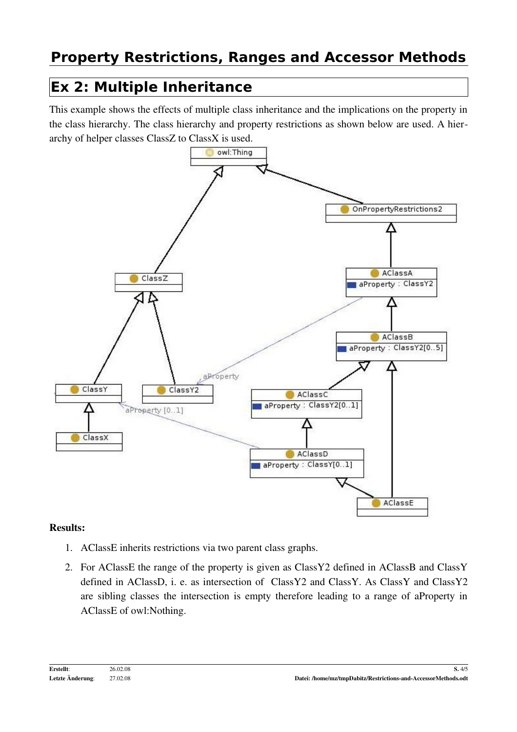# Property Restrictions, Ranges and Accessor Methods

## Ex 2: Multiple Inheritance

This example shows the effects of multiple class inheritance and the implications on the property in the class hierarchy. The class hierarchy and property restrictions as shown below are used. A hierarchy of helper classes ClassZ to ClassX is used.

**Results:**

1. AClassE inherits restrictions via two parent class graphs.
2. For AClassE the range of the property is given as ClassY2 defined in AClassB and ClassY defined in AClassD, i. e. as intersection of ClassY2 and ClassY. As ClassY and ClassY2 are sibling classes the intersection is empty therefore leading to a range of aProperty in AClassE of owl:Nothing.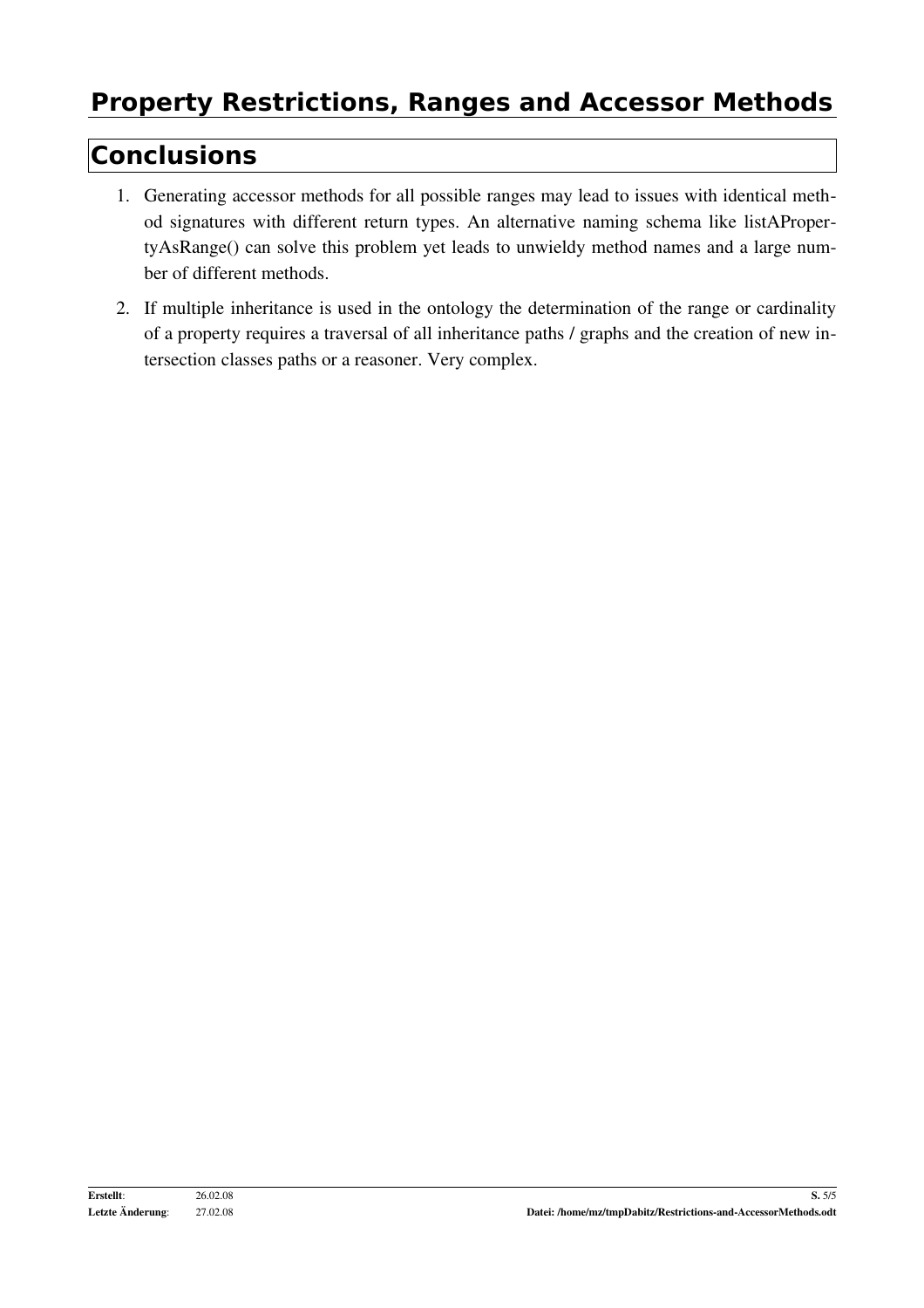# Property Restrictions, Ranges and Accessor Methods

## Conclusions

1. Generating accessor methods for all possible ranges may lead to issues with identical method signatures with different return types. An alternative naming schema like listAPropertyAsRange() can solve this problem yet leads to unwieldy method names and a large number of different methods.
2. If multiple inheritance is used in the ontology the determination of the range or cardinality of a property requires a traversal of all inheritance paths / graphs and the creation of new intersection classes paths or a reasoner. Very complex.